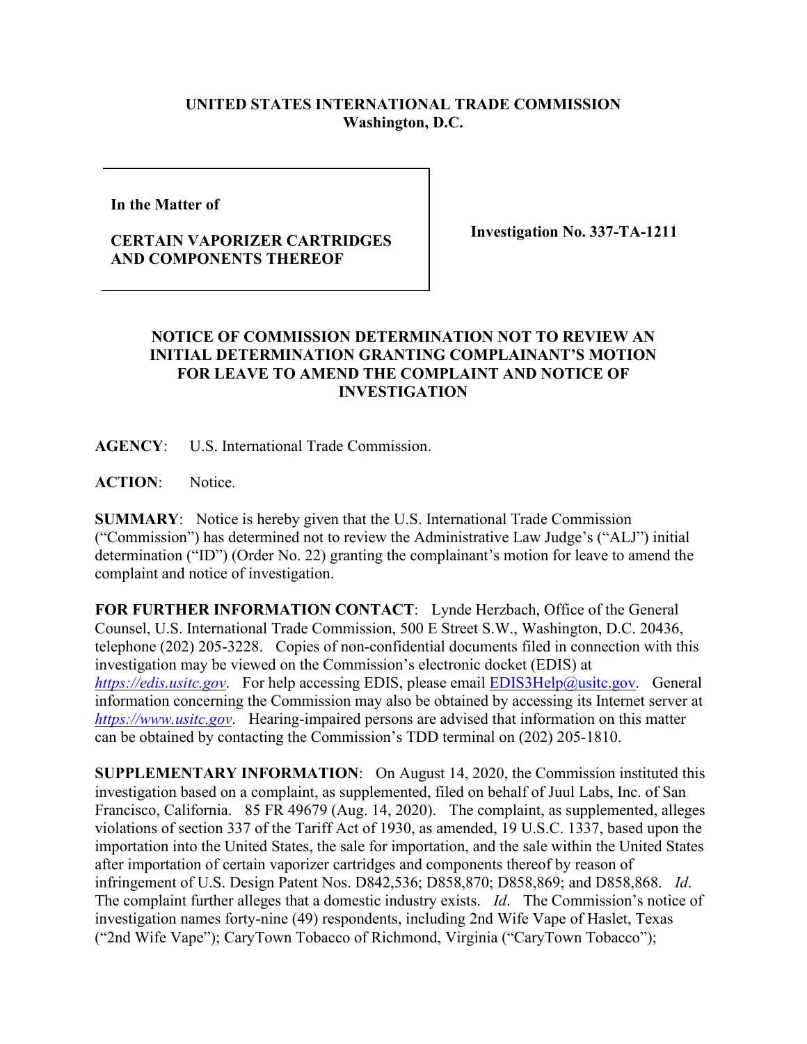**UNITED STATES INTERNATIONAL TRADE COMMISSION**
**Washington, D.C.**

| **In the Matter of** **CERTAIN VAPORIZER CARTRIDGES AND COMPONENTS THEREOF** | **Investigation No. 337-TA-1211** |
|---|---|

## NOTICE OF COMMISSION DETERMINATION NOT TO REVIEW AN INITIAL DETERMINATION GRANTING COMPLAINANT'S MOTION FOR LEAVE TO AMEND THE COMPLAINT AND NOTICE OF INVESTIGATION

**AGENCY**: U.S. International Trade Commission.

**ACTION**: Notice.

**SUMMARY**: Notice is hereby given that the U.S. International Trade Commission ("Commission") has determined not to review the Administrative Law Judge's ("ALJ") initial determination ("ID") (Order No. 22) granting the complainant's motion for leave to amend the complaint and notice of investigation.

**FOR FURTHER INFORMATION CONTACT**: Lynde Herzbach, Office of the General Counsel, U.S. International Trade Commission, 500 E Street S.W., Washington, D.C. 20436, telephone (202) 205-3228. Copies of non-confidential documents filed in connection with this investigation may be viewed on the Commission's electronic docket (EDIS) at *https://edis.usitc.gov*. For help accessing EDIS, please email EDIS3Help@usitc.gov. General information concerning the Commission may also be obtained by accessing its Internet server at *https://www.usitc.gov*. Hearing-impaired persons are advised that information on this matter can be obtained by contacting the Commission's TDD terminal on (202) 205-1810.

**SUPPLEMENTARY INFORMATION**: On August 14, 2020, the Commission instituted this investigation based on a complaint, as supplemented, filed on behalf of Juul Labs, Inc. of San Francisco, California. 85 FR 49679 (Aug. 14, 2020). The complaint, as supplemented, alleges violations of section 337 of the Tariff Act of 1930, as amended, 19 U.S.C. 1337, based upon the importation into the United States, the sale for importation, and the sale within the United States after importation of certain vaporizer cartridges and components thereof by reason of infringement of U.S. Design Patent Nos. D842,536; D858,870; D858,869; and D858,868. *Id*. The complaint further alleges that a domestic industry exists. *Id*. The Commission's notice of investigation names forty-nine (49) respondents, including 2nd Wife Vape of Haslet, Texas ("2nd Wife Vape"); CaryTown Tobacco of Richmond, Virginia ("CaryTown Tobacco");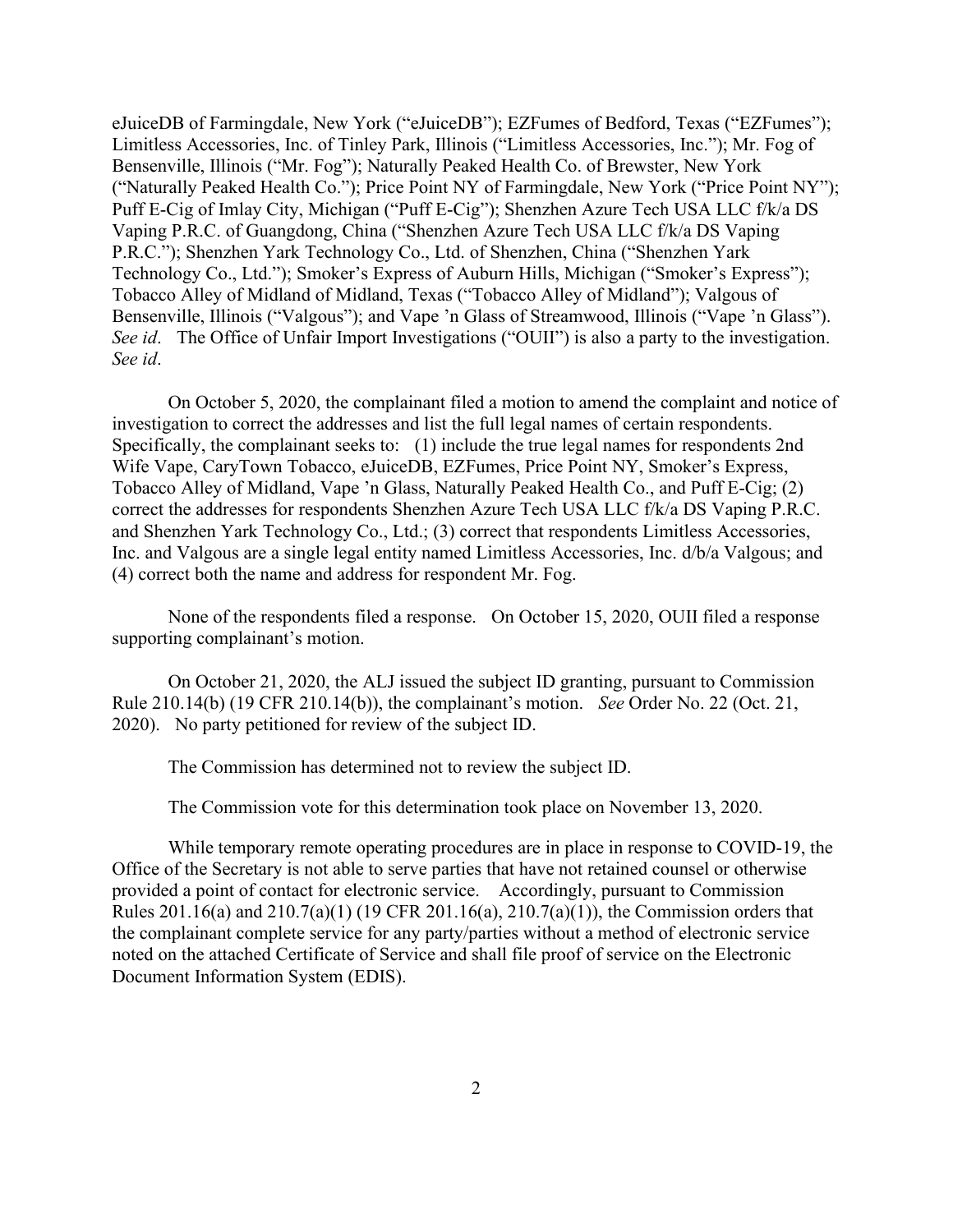eJuiceDB of Farmingdale, New York ("eJuiceDB"); EZFumes of Bedford, Texas ("EZFumes"); Limitless Accessories, Inc. of Tinley Park, Illinois ("Limitless Accessories, Inc."); Mr. Fog of Bensenville, Illinois ("Mr. Fog"); Naturally Peaked Health Co. of Brewster, New York ("Naturally Peaked Health Co."); Price Point NY of Farmingdale, New York ("Price Point NY"); Puff E-Cig of Imlay City, Michigan ("Puff E-Cig"); Shenzhen Azure Tech USA LLC f/k/a DS Vaping P.R.C. of Guangdong, China ("Shenzhen Azure Tech USA LLC f/k/a DS Vaping P.R.C."); Shenzhen Yark Technology Co., Ltd. of Shenzhen, China ("Shenzhen Yark Technology Co., Ltd."); Smoker's Express of Auburn Hills, Michigan ("Smoker's Express"); Tobacco Alley of Midland of Midland, Texas ("Tobacco Alley of Midland"); Valgous of Bensenville, Illinois ("Valgous"); and Vape 'n Glass of Streamwood, Illinois ("Vape 'n Glass"). *See id*. The Office of Unfair Import Investigations ("OUII") is also a party to the investigation. *See id*.

On October 5, 2020, the complainant filed a motion to amend the complaint and notice of investigation to correct the addresses and list the full legal names of certain respondents. Specifically, the complainant seeks to: (1) include the true legal names for respondents 2nd Wife Vape, CaryTown Tobacco, eJuiceDB, EZFumes, Price Point NY, Smoker's Express, Tobacco Alley of Midland, Vape 'n Glass, Naturally Peaked Health Co., and Puff E-Cig; (2) correct the addresses for respondents Shenzhen Azure Tech USA LLC f/k/a DS Vaping P.R.C. and Shenzhen Yark Technology Co., Ltd.; (3) correct that respondents Limitless Accessories, Inc. and Valgous are a single legal entity named Limitless Accessories, Inc. d/b/a Valgous; and (4) correct both the name and address for respondent Mr. Fog.

None of the respondents filed a response. On October 15, 2020, OUII filed a response supporting complainant's motion.

On October 21, 2020, the ALJ issued the subject ID granting, pursuant to Commission Rule 210.14(b) (19 CFR 210.14(b)), the complainant's motion. *See* Order No. 22 (Oct. 21, 2020). No party petitioned for review of the subject ID.

The Commission has determined not to review the subject ID.

The Commission vote for this determination took place on November 13, 2020.

While temporary remote operating procedures are in place in response to COVID-19, the Office of the Secretary is not able to serve parties that have not retained counsel or otherwise provided a point of contact for electronic service. Accordingly, pursuant to Commission Rules 201.16(a) and 210.7(a)(1) (19 CFR 201.16(a), 210.7(a)(1)), the Commission orders that the complainant complete service for any party/parties without a method of electronic service noted on the attached Certificate of Service and shall file proof of service on the Electronic Document Information System (EDIS).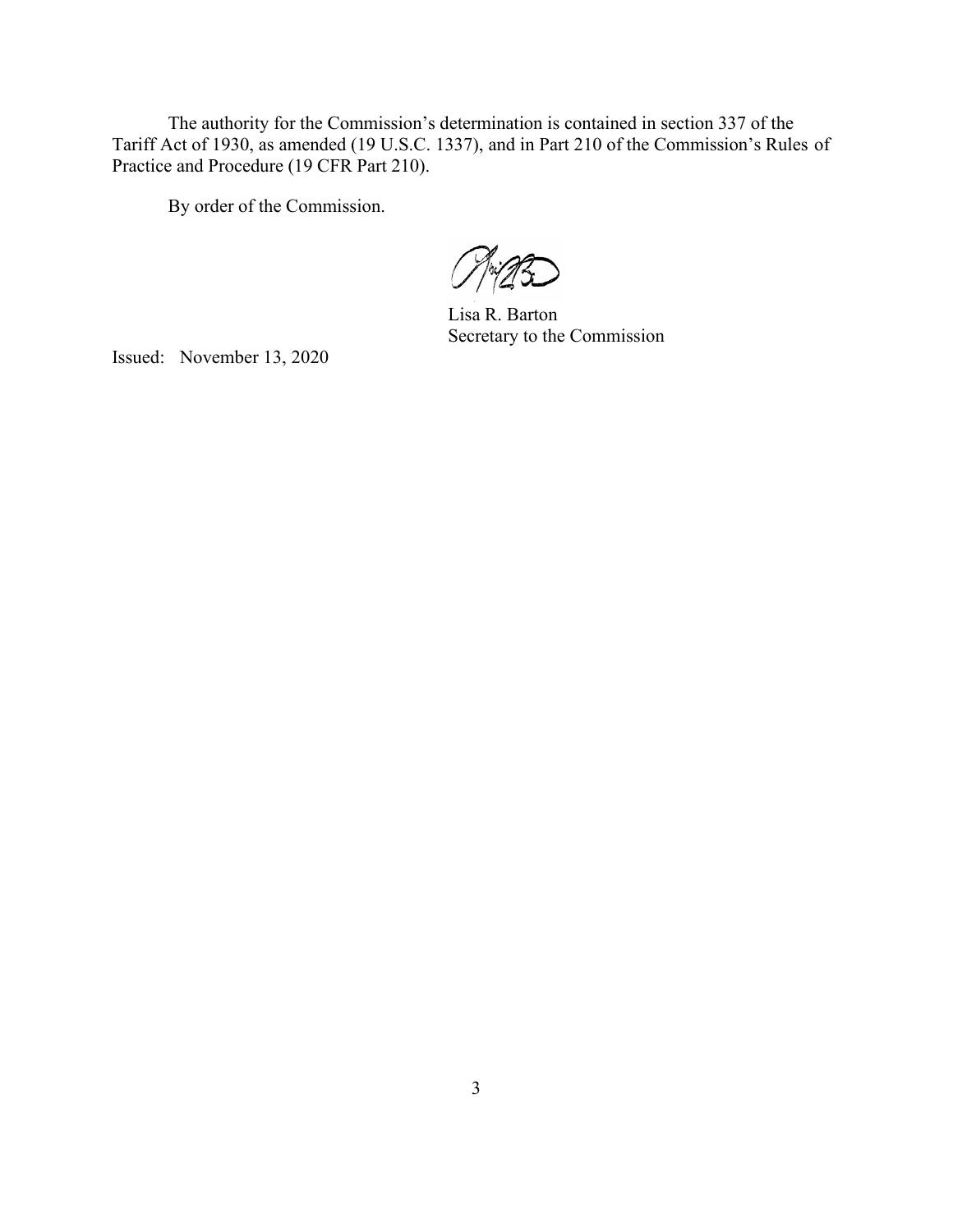The authority for the Commission's determination is contained in section 337 of the Tariff Act of 1930, as amended (19 U.S.C. 1337), and in Part 210 of the Commission's Rules of Practice and Procedure (19 CFR Part 210).

By order of the Commission.

Lisa R. Barton
Secretary to the Commission

Issued: November 13, 2020